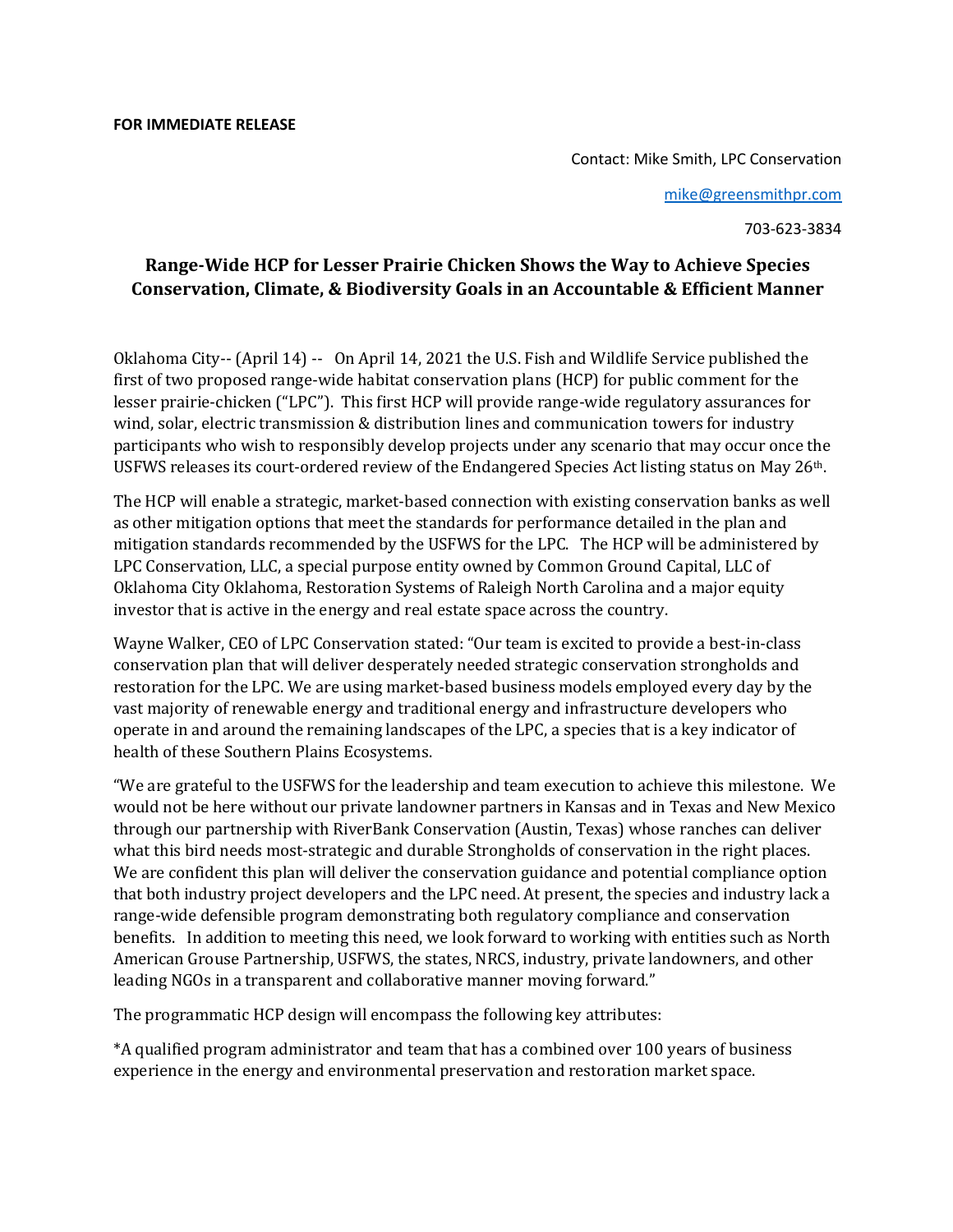**FOR IMMEDIATE RELEASE**

Contact: Mike Smith, LPC Conservation

mike@greensmithpr.com

703-623-3834

# Range-Wide HCP for Lesser Prairie Chicken Shows the Way to Achieve Species Conservation, Climate, & Biodiversity Goals in an Accountable & Efficient Manner

Oklahoma City-- (April 14) -- On April 14, 2021 the U.S. Fish and Wildlife Service published the first of two proposed range-wide habitat conservation plans (HCP) for public comment for the lesser prairie-chicken ("LPC"). This first HCP will provide range-wide regulatory assurances for wind, solar, electric transmission & distribution lines and communication towers for industry participants who wish to responsibly develop projects under any scenario that may occur once the USFWS releases its court-ordered review of the Endangered Species Act listing status on May 26th.

The HCP will enable a strategic, market-based connection with existing conservation banks as well as other mitigation options that meet the standards for performance detailed in the plan and mitigation standards recommended by the USFWS for the LPC. The HCP will be administered by LPC Conservation, LLC, a special purpose entity owned by Common Ground Capital, LLC of Oklahoma City Oklahoma, Restoration Systems of Raleigh North Carolina and a major equity investor that is active in the energy and real estate space across the country.

Wayne Walker, CEO of LPC Conservation stated: "Our team is excited to provide a best-in-class conservation plan that will deliver desperately needed strategic conservation strongholds and restoration for the LPC. We are using market-based business models employed every day by the vast majority of renewable energy and traditional energy and infrastructure developers who operate in and around the remaining landscapes of the LPC, a species that is a key indicator of health of these Southern Plains Ecosystems.

"We are grateful to the USFWS for the leadership and team execution to achieve this milestone. We would not be here without our private landowner partners in Kansas and in Texas and New Mexico through our partnership with RiverBank Conservation (Austin, Texas) whose ranches can deliver what this bird needs most-strategic and durable Strongholds of conservation in the right places. We are confident this plan will deliver the conservation guidance and potential compliance option that both industry project developers and the LPC need. At present, the species and industry lack a range-wide defensible program demonstrating both regulatory compliance and conservation benefits. In addition to meeting this need, we look forward to working with entities such as North American Grouse Partnership, USFWS, the states, NRCS, industry, private landowners, and other leading NGOs in a transparent and collaborative manner moving forward."

The programmatic HCP design will encompass the following key attributes:

*A qualified program administrator and team that has a combined over 100 years of business experience in the energy and environmental preservation and restoration market space.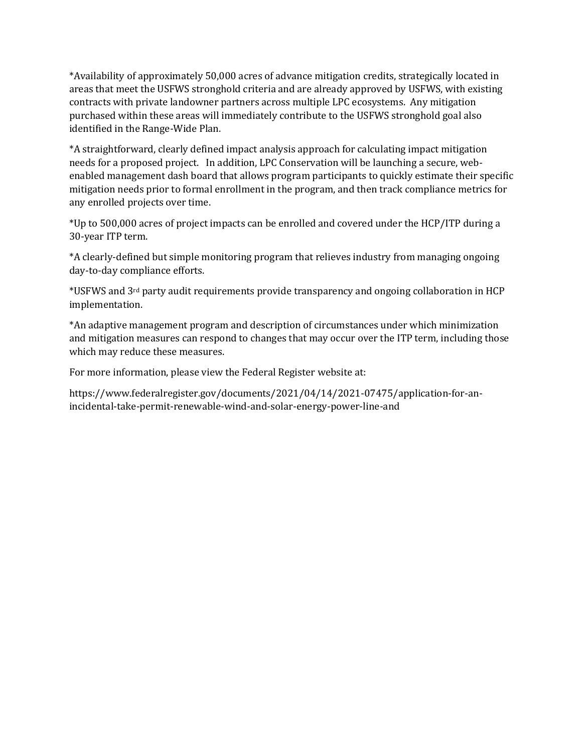*Availability of approximately 50,000 acres of advance mitigation credits, strategically located in areas that meet the USFWS stronghold criteria and are already approved by USFWS, with existing contracts with private landowner partners across multiple LPC ecosystems. Any mitigation purchased within these areas will immediately contribute to the USFWS stronghold goal also identified in the Range-Wide Plan.

*A straightforward, clearly defined impact analysis approach for calculating impact mitigation needs for a proposed project. In addition, LPC Conservation will be launching a secure, web-enabled management dash board that allows program participants to quickly estimate their specific mitigation needs prior to formal enrollment in the program, and then track compliance metrics for any enrolled projects over time.

*Up to 500,000 acres of project impacts can be enrolled and covered under the HCP/ITP during a 30-year ITP term.

*A clearly-defined but simple monitoring program that relieves industry from managing ongoing day-to-day compliance efforts.

*USFWS and 3rd party audit requirements provide transparency and ongoing collaboration in HCP implementation.

*An adaptive management program and description of circumstances under which minimization and mitigation measures can respond to changes that may occur over the ITP term, including those which may reduce these measures.

For more information, please view the Federal Register website at:

https://www.federalregister.gov/documents/2021/04/14/2021-07475/application-for-an-incidental-take-permit-renewable-wind-and-solar-energy-power-line-and